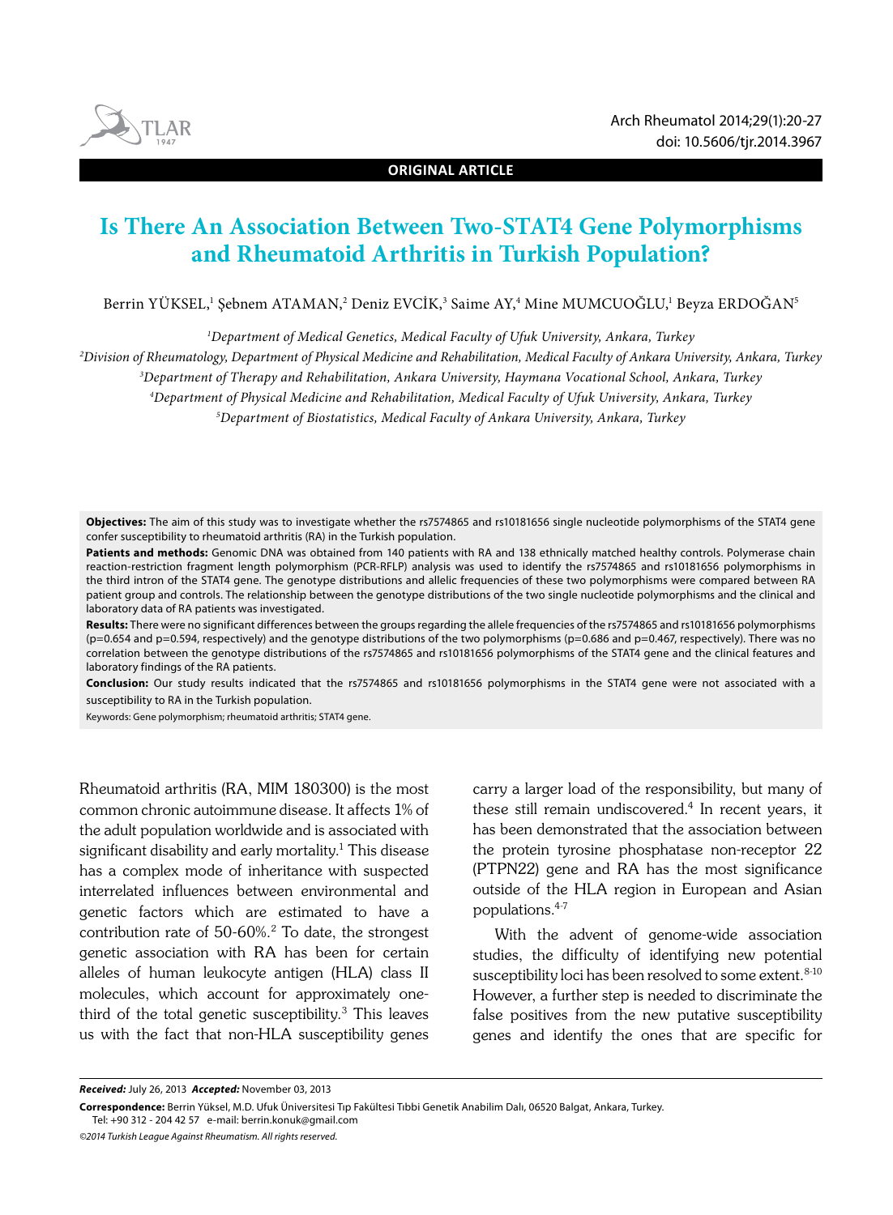ORIGINAL ARTICLE

# Is There An Association Between Two-STAT4 Gene Polymorphisms and Rheumatoid Arthritis in Turkish Population?

Berrin YÜKSEL,[1] Şebnem ATAMAN,[2] Deniz EVCİK,[3] Saime AY,[4] Mine MUMCUOĞLU,[1] Beyza ERDOĞAN[5]

[1]*Department of Medical Genetics, Medical Faculty of Ufuk University, Ankara, Turkey*
[2]*Division of Rheumatology, Department of Physical Medicine and Rehabilitation, Medical Faculty of Ankara University, Ankara, Turkey*
[3]*Department of Therapy and Rehabilitation, Ankara University, Haymana Vocational School, Ankara, Turkey*
[4]*Department of Physical Medicine and Rehabilitation, Medical Faculty of Ufuk University, Ankara, Turkey*
[5]*Department of Biostatistics, Medical Faculty of Ankara University, Ankara, Turkey*

**Objectives:** The aim of this study was to investigate whether the rs7574865 and rs10181656 single nucleotide polymorphisms of the STAT4 gene confer susceptibility to rheumatoid arthritis (RA) in the Turkish population.

**Patients and methods:** Genomic DNA was obtained from 140 patients with RA and 138 ethnically matched healthy controls. Polymerase chain reaction-restriction fragment length polymorphism (PCR-RFLP) analysis was used to identify the rs7574865 and rs10181656 polymorphisms in the third intron of the STAT4 gene. The genotype distributions and allelic frequencies of these two polymorphisms were compared between RA patient group and controls. The relationship between the genotype distributions of the two single nucleotide polymorphisms and the clinical and laboratory data of RA patients was investigated.

**Results:** There were no significant differences between the groups regarding the allele frequencies of the rs7574865 and rs10181656 polymorphisms (p=0.654 and p=0.594, respectively) and the genotype distributions of the two polymorphisms (p=0.686 and p=0.467, respectively). There was no correlation between the genotype distributions of the rs7574865 and rs10181656 polymorphisms of the STAT4 gene and the clinical features and laboratory findings of the RA patients.

**Conclusion:** Our study results indicated that the rs7574865 and rs10181656 polymorphisms in the STAT4 gene were not associated with a susceptibility to RA in the Turkish population.

Keywords: Gene polymorphism; rheumatoid arthritis; STAT4 gene.

Rheumatoid arthritis (RA, MIM 180300) is the most common chronic autoimmune disease. It affects 1% of the adult population worldwide and is associated with significant disability and early mortality.[1] This disease has a complex mode of inheritance with suspected interrelated influences between environmental and genetic factors which are estimated to have a contribution rate of 50-60%.[2] To date, the strongest genetic association with RA has been for certain alleles of human leukocyte antigen (HLA) class II molecules, which account for approximately one-third of the total genetic susceptibility.[3] This leaves us with the fact that non-HLA susceptibility genes carry a larger load of the responsibility, but many of these still remain undiscovered.[4] In recent years, it has been demonstrated that the association between the protein tyrosine phosphatase non-receptor 22 (PTPN22) gene and RA has the most significance outside of the HLA region in European and Asian populations.[4-7]

With the advent of genome-wide association studies, the difficulty of identifying new potential susceptibility loci has been resolved to some extent.[8-10] However, a further step is needed to discriminate the false positives from the new putative susceptibility genes and identify the ones that are specific for

***Received:*** July 26, 2013 ***Accepted:*** November 03, 2013

**Correspondence:** Berrin Yüksel, M.D. Ufuk Üniversitesi Tıp Fakültesi Tıbbi Genetik Anabilim Dalı, 06520 Balgat, Ankara, Turkey.
Tel: +90 312 - 204 42 57 e-mail: berrin.konuk@gmail.com

*©2014 Turkish League Against Rheumatism. All rights reserved.*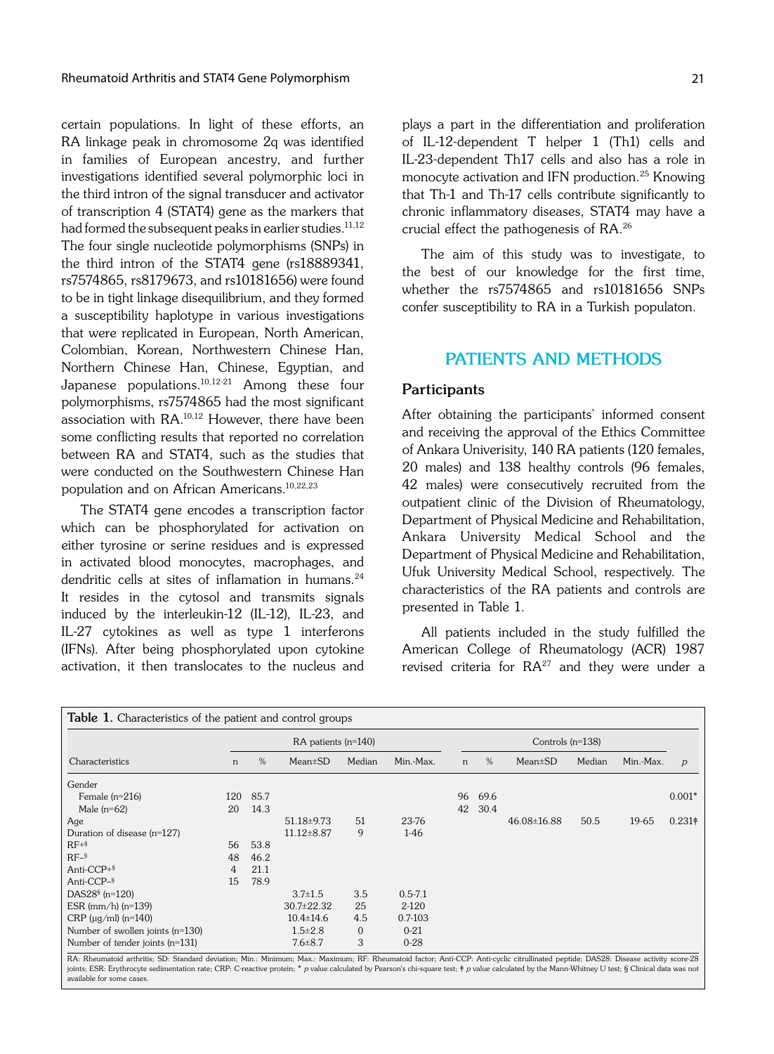certain populations. In light of these efforts, an RA linkage peak in chromosome 2q was identified in families of European ancestry, and further investigations identified several polymorphic loci in the third intron of the signal transducer and activator of transcription 4 (STAT4) gene as the markers that had formed the subsequent peaks in earlier studies.[11,12] The four single nucleotide polymorphisms (SNPs) in the third intron of the STAT4 gene (rs18889341, rs7574865, rs8179673, and rs10181656) were found to be in tight linkage disequilibrium, and they formed a susceptibility haplotype in various investigations that were replicated in European, North American, Colombian, Korean, Northwestern Chinese Han, Northern Chinese Han, Chinese, Egyptian, and Japanese populations.[10,12-21] Among these four polymorphisms, rs7574865 had the most significant association with RA.[10,12] However, there have been some conflicting results that reported no correlation between RA and STAT4, such as the studies that were conducted on the Southwestern Chinese Han population and on African Americans.[10,22,23]

The STAT4 gene encodes a transcription factor which can be phosphorylated for activation on either tyrosine or serine residues and is expressed in activated blood monocytes, macrophages, and dendritic cells at sites of inflamation in humans.[24] It resides in the cytosol and transmits signals induced by the interleukin-12 (IL-12), IL-23, and IL-27 cytokines as well as type 1 interferons (IFNs). After being phosphorylated upon cytokine activation, it then translocates to the nucleus and plays a part in the differentiation and proliferation of IL-12-dependent T helper 1 (Th1) cells and IL-23-dependent Th17 cells and also has a role in monocyte activation and IFN production.[25] Knowing that Th-1 and Th-17 cells contribute significantly to chronic inflammatory diseases, STAT4 may have a crucial effect the pathogenesis of RA.[26]

The aim of this study was to investigate, to the best of our knowledge for the first time, whether the rs7574865 and rs10181656 SNPs confer susceptibility to RA in a Turkish populaton.

## PATIENTS AND METHODS

### Participants

After obtaining the participants' informed consent and receiving the approval of the Ethics Committee of Ankara Univerisity, 140 RA patients (120 females, 20 males) and 138 healthy controls (96 females, 42 males) were consecutively recruited from the outpatient clinic of the Division of Rheumatology, Department of Physical Medicine and Rehabilitation, Ankara University Medical School and the Department of Physical Medicine and Rehabilitation, Ufuk University Medical School, respectively. The characteristics of the RA patients and controls are presented in Table 1.

All patients included in the study fulfilled the American College of Rheumatology (ACR) 1987 revised criteria for RA[27] and they were under a

**Table 1.** Characteristics of the patient and control groups

| | RA patients (n=140) | | | | | Controls (n=138) | | | | | |
|---|---|---|---|---|---|---|---|---|---|---|---|
| Characteristics | n | % | Mean±SD | Median | Min.-Max. | n | % | Mean±SD | Median | Min.-Max. | *p* |
| Gender | | | | | | | | | | | |
| Female (n=216) | 120 | 85.7 | | | | 96 | 69.6 | | | | 0.001* |
| Male (n=62) | 20 | 14.3 | | | | 42 | 30.4 | | | | |
| Age | | | 51.18±9.73 | 51 | 23-76 | | | 46.08±16.88 | 50.5 | 19-65 | 0.231‡ |
| Duration of disease (n=127) | | | 11.12±8.87 | 9 | 1-46 | | | | | | |
| RF+§ | 56 | 53.8 | | | | | | | | | |
| RF–§ | 48 | 46.2 | | | | | | | | | |
| Anti-CCP+§ | 4 | 21.1 | | | | | | | | | |
| Anti-CCP–§ | 15 | 78.9 | | | | | | | | | |
| DAS28§ (n=120) | | | 3.7±1.5 | 3.5 | 0.5-7.1 | | | | | | |
| ESR (mm/h) (n=139) | | | 30.7±22.32 | 25 | 2-120 | | | | | | |
| CRP (µg/ml) (n=140) | | | 10.4±14.6 | 4.5 | 0.7-103 | | | | | | |
| Number of swollen joints (n=130) | | | 1.5±2.8 | 0 | 0-21 | | | | | | |
| Number of tender joints (n=131) | | | 7.6±8.7 | 3 | 0-28 | | | | | | |

RA: Rheumatoid arthritis; SD: Standard deviation; Min.: Minimum; Max.: Maximum; RF: Rheumatoid factor; Anti-CCP: Anti-cyclic citrullinated peptide; DAS28: Disease activity score-28 joints; ESR: Erythrocyte sedimentation rate; CRP: C-reactive protein; * *p* value calculated by Pearson's chi-square test; ‡ *p* value calculated by the Mann-Whitney U test; § Clinical data was not available for some cases.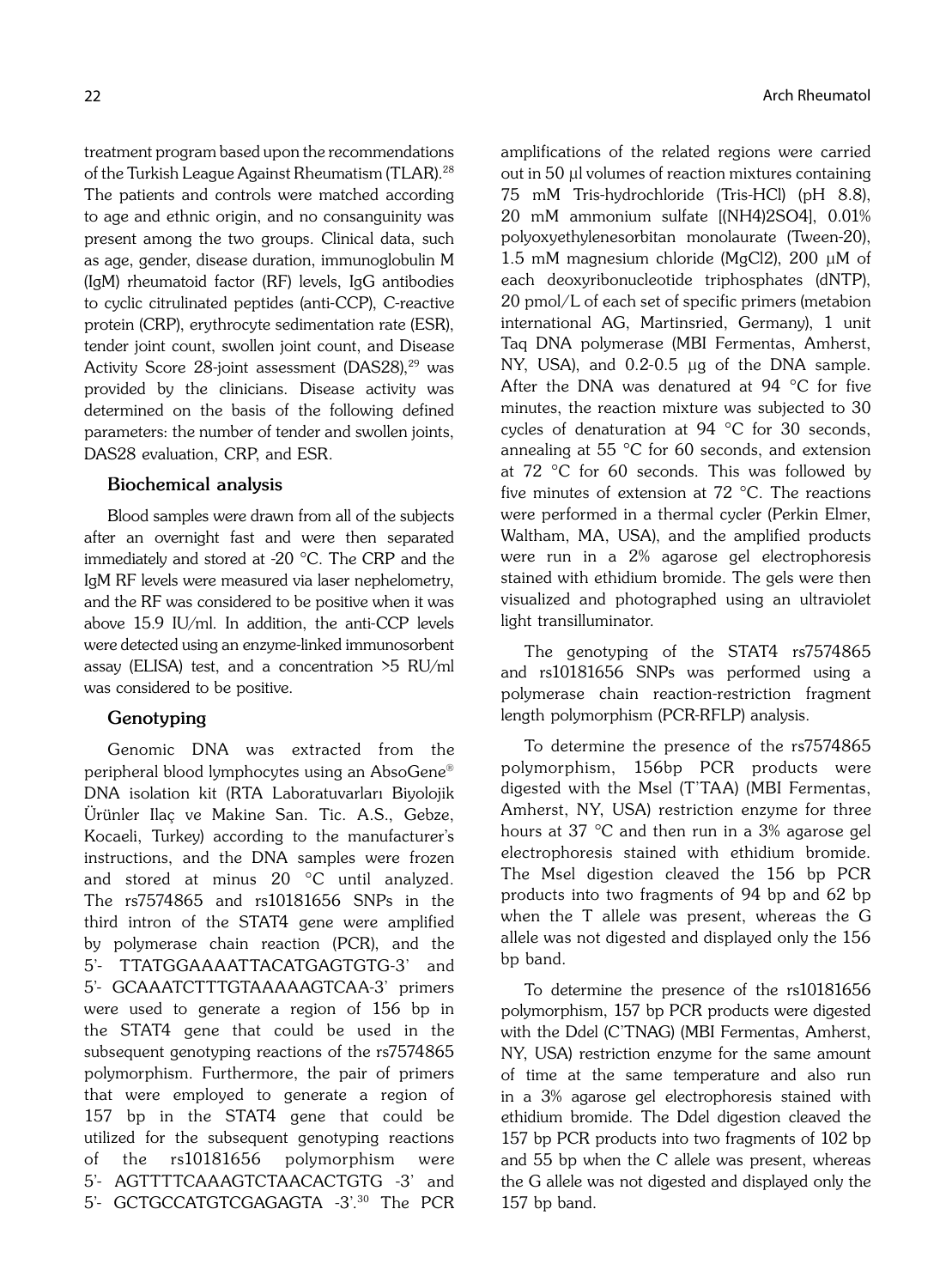treatment program based upon the recommendations of the Turkish League Against Rheumatism (TLAR).[28] The patients and controls were matched according to age and ethnic origin, and no consanguinity was present among the two groups. Clinical data, such as age, gender, disease duration, immunoglobulin M (IgM) rheumatoid factor (RF) levels, IgG antibodies to cyclic citrulinated peptides (anti-CCP), C-reactive protein (CRP), erythrocyte sedimentation rate (ESR), tender joint count, swollen joint count, and Disease Activity Score 28-joint assessment (DAS28),[29] was provided by the clinicians. Disease activity was determined on the basis of the following defined parameters: the number of tender and swollen joints, DAS28 evaluation, CRP, and ESR.

### Biochemical analysis

Blood samples were drawn from all of the subjects after an overnight fast and were then separated immediately and stored at -20 °C. The CRP and the IgM RF levels were measured via laser nephelometry, and the RF was considered to be positive when it was above 15.9 IU/ml. In addition, the anti-CCP levels were detected using an enzyme-linked immunosorbent assay (ELISA) test, and a concentration >5 RU/ml was considered to be positive.

### Genotyping

Genomic DNA was extracted from the peripheral blood lymphocytes using an AbsoGene® DNA isolation kit (RTA Laboratuvarları Biyolojik Ürünler Ilaç ve Makine San. Tic. A.S., Gebze, Kocaeli, Turkey) according to the manufacturer's instructions, and the DNA samples were frozen and stored at minus 20 °C until analyzed. The rs7574865 and rs10181656 SNPs in the third intron of the STAT4 gene were amplified by polymerase chain reaction (PCR), and the 5'- TTATGGAAAATTACATGAGTGTG-3' and 5'- GCAAATCTTTGTAAAAAGTCAA-3' primers were used to generate a region of 156 bp in the STAT4 gene that could be used in the subsequent genotyping reactions of the rs7574865 polymorphism. Furthermore, the pair of primers that were employed to generate a region of 157 bp in the STAT4 gene that could be utilized for the subsequent genotyping reactions of the rs10181656 polymorphism were 5'- AGTTTTCAAAGTCTAACACTGTG -3' and 5'- GCTGCCATGTCGAGAGTA -3'.[30] The PCR amplifications of the related regions were carried out in 50 µl volumes of reaction mixtures containing 75 mM Tris-hydrochloride (Tris-HCl) (pH 8.8), 20 mM ammonium sulfate [$(NH_4)_2SO_4$], 0.01% polyoxyethylenesorbitan monolaurate (Tween-20), 1.5 mM magnesium chloride ($MgCl_2$), 200 µM of each deoxyribonucleotide triphosphates (dNTP), 20 pmol/L of each set of specific primers (metabion international AG, Martinsried, Germany), 1 unit Taq DNA polymerase (MBI Fermentas, Amherst, NY, USA), and 0.2-0.5 µg of the DNA sample. After the DNA was denatured at 94 °C for five minutes, the reaction mixture was subjected to 30 cycles of denaturation at 94 °C for 30 seconds, annealing at 55 °C for 60 seconds, and extension at 72 °C for 60 seconds. This was followed by five minutes of extension at 72 °C. The reactions were performed in a thermal cycler (Perkin Elmer, Waltham, MA, USA), and the amplified products were run in a 2% agarose gel electrophoresis stained with ethidium bromide. The gels were then visualized and photographed using an ultraviolet light transilluminator.

The genotyping of the STAT4 rs7574865 and rs10181656 SNPs was performed using a polymerase chain reaction-restriction fragment length polymorphism (PCR-RFLP) analysis.

To determine the presence of the rs7574865 polymorphism, 156bp PCR products were digested with the MseI (T'TAA) (MBI Fermentas, Amherst, NY, USA) restriction enzyme for three hours at 37 °C and then run in a 3% agarose gel electrophoresis stained with ethidium bromide. The MseI digestion cleaved the 156 bp PCR products into two fragments of 94 bp and 62 bp when the T allele was present, whereas the G allele was not digested and displayed only the 156 bp band.

To determine the presence of the rs10181656 polymorphism, 157 bp PCR products were digested with the DdeI (C'TNAG) (MBI Fermentas, Amherst, NY, USA) restriction enzyme for the same amount of time at the same temperature and also run in a 3% agarose gel electrophoresis stained with ethidium bromide. The DdeI digestion cleaved the 157 bp PCR products into two fragments of 102 bp and 55 bp when the C allele was present, whereas the G allele was not digested and displayed only the 157 bp band.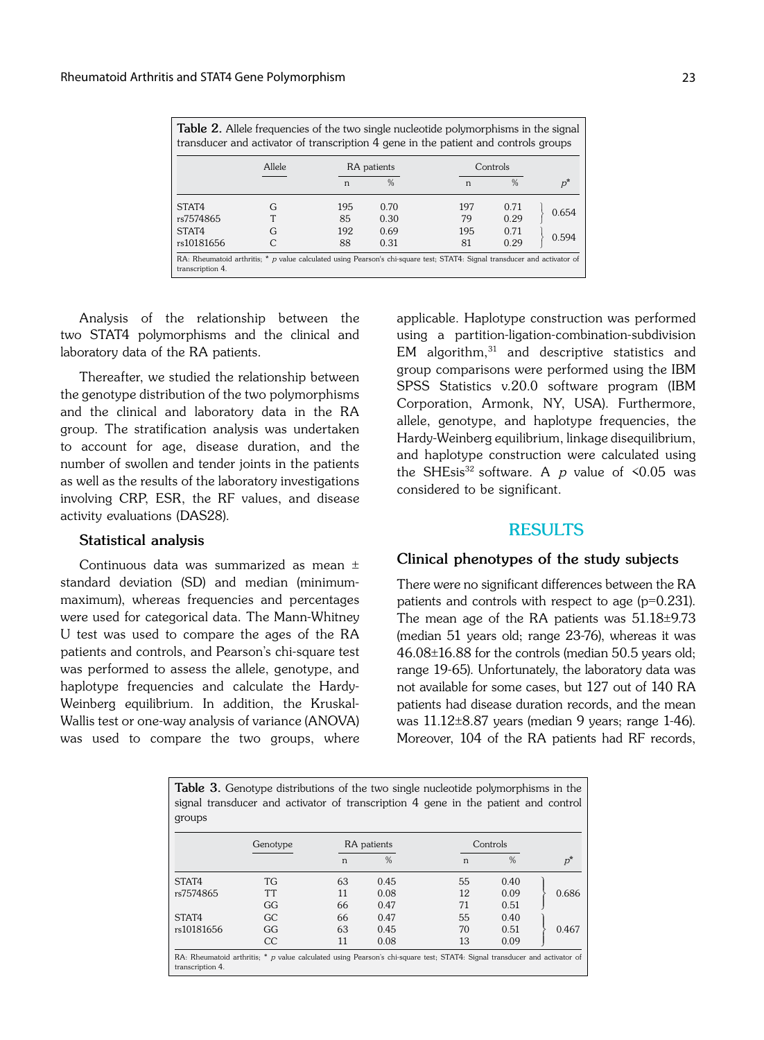**Table 2.** Allele frequencies of the two single nucleotide polymorphisms in the signal transducer and activator of transcription 4 gene in the patient and controls groups

| | Allele | RA patients | | Controls | | |
|---|---|---|---|---|---|---|
| | | n | % | n | % | *p** |
| STAT4 | G | 195 | 0.70 | 197 | 0.71 | 0.654 |
| rs7574865 | T | 85 | 0.30 | 79 | 0.29 | |
| STAT4 | G | 192 | 0.69 | 195 | 0.71 | 0.594 |
| rs10181656 | C | 88 | 0.31 | 81 | 0.29 | |

RA: Rheumatoid arthritis; * *p* value calculated using Pearson's chi-square test; STAT4: Signal transducer and activator of transcription 4.

Analysis of the relationship between the two STAT4 polymorphisms and the clinical and laboratory data of the RA patients.

Thereafter, we studied the relationship between the genotype distribution of the two polymorphisms and the clinical and laboratory data in the RA group. The stratification analysis was undertaken to account for age, disease duration, and the number of swollen and tender joints in the patients as well as the results of the laboratory investigations involving CRP, ESR, the RF values, and disease activity evaluations (DAS28).

### Statistical analysis

Continuous data was summarized as mean ± standard deviation (SD) and median (minimum-maximum), whereas frequencies and percentages were used for categorical data. The Mann-Whitney U test was used to compare the ages of the RA patients and controls, and Pearson's chi-square test was performed to assess the allele, genotype, and haplotype frequencies and calculate the Hardy-Weinberg equilibrium. In addition, the Kruskal-Wallis test or one-way analysis of variance (ANOVA) was used to compare the two groups, where applicable. Haplotype construction was performed using a partition-ligation-combination-subdivision EM algorithm,[31] and descriptive statistics and group comparisons were performed using the IBM SPSS Statistics v.20.0 software program (IBM Corporation, Armonk, NY, USA). Furthermore, allele, genotype, and haplotype frequencies, the Hardy-Weinberg equilibrium, linkage disequilibrium, and haplotype construction were calculated using the SHEsis[32] software. A *p* value of <0.05 was considered to be significant.

## RESULTS

### Clinical phenotypes of the study subjects

There were no significant differences between the RA patients and controls with respect to age (p=0.231). The mean age of the RA patients was 51.18±9.73 (median 51 years old; range 23-76), whereas it was 46.08±16.88 for the controls (median 50.5 years old; range 19-65). Unfortunately, the laboratory data was not available for some cases, but 127 out of 140 RA patients had disease duration records, and the mean was 11.12±8.87 years (median 9 years; range 1-46). Moreover, 104 of the RA patients had RF records,

**Table 3.** Genotype distributions of the two single nucleotide polymorphisms in the signal transducer and activator of transcription 4 gene in the patient and control groups

| | Genotype | RA patients | | Controls | | |
|---|---|---|---|---|---|---|
| | | n | % | n | % | *p** |
| STAT4 | TG | 63 | 0.45 | 55 | 0.40 | |
| rs7574865 | TT | 11 | 0.08 | 12 | 0.09 | 0.686 |
| | GG | 66 | 0.47 | 71 | 0.51 | |
| STAT4 | GC | 66 | 0.47 | 55 | 0.40 | |
| rs10181656 | GG | 63 | 0.45 | 70 | 0.51 | 0.467 |
| | CC | 11 | 0.08 | 13 | 0.09 | |

RA: Rheumatoid arthritis; * *p* value calculated using Pearson's chi-square test; STAT4: Signal transducer and activator of transcription 4.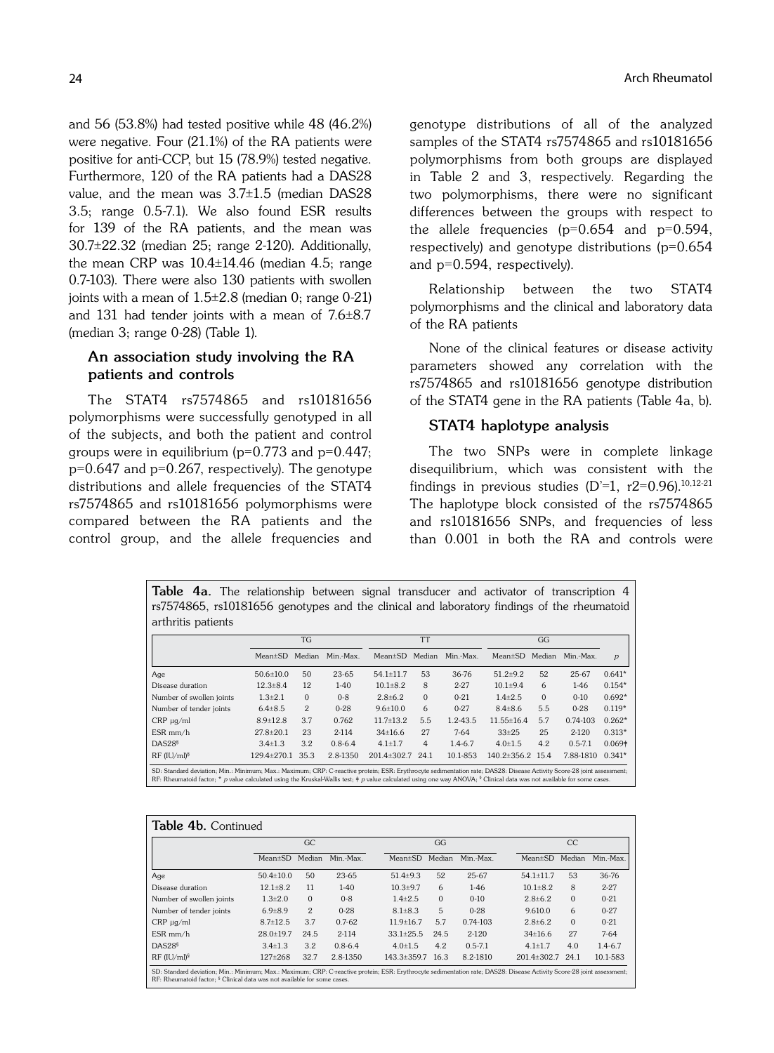and 56 (53.8%) had tested positive while 48 (46.2%) were negative. Four (21.1%) of the RA patients were positive for anti-CCP, but 15 (78.9%) tested negative. Furthermore, 120 of the RA patients had a DAS28 value, and the mean was 3.7±1.5 (median DAS28 3.5; range 0.5-7.1). We also found ESR results for 139 of the RA patients, and the mean was 30.7±22.32 (median 25; range 2-120). Additionally, the mean CRP was 10.4±14.46 (median 4.5; range 0.7-103). There were also 130 patients with swollen joints with a mean of 1.5±2.8 (median 0; range 0-21) and 131 had tender joints with a mean of 7.6±8.7 (median 3; range 0-28) (Table 1).

### An association study involving the RA patients and controls

The STAT4 rs7574865 and rs10181656 polymorphisms were successfully genotyped in all of the subjects, and both the patient and control groups were in equilibrium (p=0.773 and p=0.447; p=0.647 and p=0.267, respectively). The genotype distributions and allele frequencies of the STAT4 rs7574865 and rs10181656 polymorphisms were compared between the RA patients and the control group, and the allele frequencies and genotype distributions of all of the analyzed samples of the STAT4 rs7574865 and rs10181656 polymorphisms from both groups are displayed in Table 2 and 3, respectively. Regarding the two polymorphisms, there were no significant differences between the groups with respect to the allele frequencies (p=0.654 and p=0.594, respectively) and genotype distributions (p=0.654 and p=0.594, respectively).

Relationship between the two STAT4 polymorphisms and the clinical and laboratory data of the RA patients

None of the clinical features or disease activity parameters showed any correlation with the rs7574865 and rs10181656 genotype distribution of the STAT4 gene in the RA patients (Table 4a, b).

### STAT4 haplotype analysis

The two SNPs were in complete linkage disequilibrium, which was consistent with the findings in previous studies (D'=1, $r^2$=0.96).[10,12-21] The haplotype block consisted of the rs7574865 and rs10181656 SNPs, and frequencies of less than 0.001 in both the RA and controls were

**Table 4a.** The relationship between signal transducer and activator of transcription 4 rs7574865, rs10181656 genotypes and the clinical and laboratory findings of the rheumatoid arthritis patients

| | TG | | | TT | | | GG | | | |
|---|---|---|---|---|---|---|---|---|---|---|
| | Mean±SD | Median | Min.-Max. | Mean±SD | Median | Min.-Max. | Mean±SD | Median | Min.-Max. | *p* |
| Age | 50.6±10.0 | 50 | 23-65 | 54.1±11.7 | 53 | 36-76 | 51.2±9.2 | 52 | 25-67 | 0.641* |
| Disease duration | 12.3±8.4 | 12 | 1-40 | 10.1±8.2 | 8 | 2-27 | 10.1±9.4 | 6 | 1-46 | 0.154* |
| Number of swollen joints | 1.3±2.1 | 0 | 0-8 | 2.8±6.2 | 0 | 0-21 | 1.4±2.5 | 0 | 0-10 | 0.692* |
| Number of tender joints | 6.4±8.5 | 2 | 0-28 | 9.6±10.0 | 6 | 0-27 | 8.4±8.6 | 5.5 | 0-28 | 0.119* |
| CRP µg/ml | 8.9±12.8 | 3.7 | 0.762 | 11.7±13.2 | 5.5 | 1.2-43.5 | 11.55±16.4 | 5.7 | 0.74-103 | 0.262* |
| ESR mm/h | 27.8±20.1 | 23 | 2-114 | 34±16.6 | 27 | 7-64 | 33±25 | 25 | 2-120 | 0.313* |
| DAS28§ | 3.4±1.3 | 3.2 | 0.8-6.4 | 4.1±1.7 | 4 | 1.4-6.7 | 4.0±1.5 | 4.2 | 0.5-7.1 | 0.069ǂ |
| RF (IU/ml)§ | 129.4±270.1 | 35.3 | 2.8-1350 | 201.4±302.7 | 24.1 | 10.1-853 | 140.2±356.2 | 15.4 | 7.88-1810 | 0.341* |

SD: Standard deviation; Min.: Minimum; Max.: Maximum; CRP: C-reactive protein; ESR: Erythrocyte sedimentation rate; DAS28: Disease Activity Score-28 joint assessment; RF: Rheumatoid factor; * *p* value calculated using the Kruskal-Wallis test; ǂ *p* value calculated using one way ANOVA; § Clinical data was not available for some cases.

**Table 4b.** Continued

| | GC | | | GG | | | CC | | |
|---|---|---|---|---|---|---|---|---|---|
| | Mean±SD | Median | Min.-Max. | Mean±SD | Median | Min.-Max. | Mean±SD | Median | Min.-Max. |
| Age | 50.4±10.0 | 50 | 23-65 | 51.4±9.3 | 52 | 25-67 | 54.1±11.7 | 53 | 36-76 |
| Disease duration | 12.1±8.2 | 11 | 1-40 | 10.3±9.7 | 6 | 1-46 | 10.1±8.2 | 8 | 2-27 |
| Number of swollen joints | 1.3±2.0 | 0 | 0-8 | 1.4±2.5 | 0 | 0-10 | 2.8±6.2 | 0 | 0-21 |
| Number of tender joints | 6.9±8.9 | 2 | 0-28 | 8.1±8.3 | 5 | 0-28 | 9.610.0 | 6 | 0-27 |
| CRP µg/ml | 8.7±12.5 | 3.7 | 0.7-62 | 11.9±16.7 | 5.7 | 0.74-103 | 2.8±6.2 | 0 | 0-21 |
| ESR mm/h | 28.0±19.7 | 24.5 | 2-114 | 33.1±25.5 | 24.5 | 2-120 | 34±16.6 | 27 | 7-64 |
| DAS28§ | 3.4±1.3 | 3.2 | 0.8-6.4 | 4.0±1.5 | 4.2 | 0.5-7.1 | 4.1±1.7 | 4.0 | 1.4-6.7 |
| RF (IU/ml)§ | 127±268 | 32.7 | 2.8-1350 | 143.3±359.7 | 16.3 | 8.2-1810 | 201.4±302.7 | 24.1 | 10.1-583 |

SD: Standard deviation; Min.: Minimum; Max.: Maximum; CRP: C-reactive protein; ESR: Erythrocyte sedimentation rate; DAS28: Disease Activity Score-28 joint assessment; RF: Rheumatoid factor; § Clinical data was not available for some cases.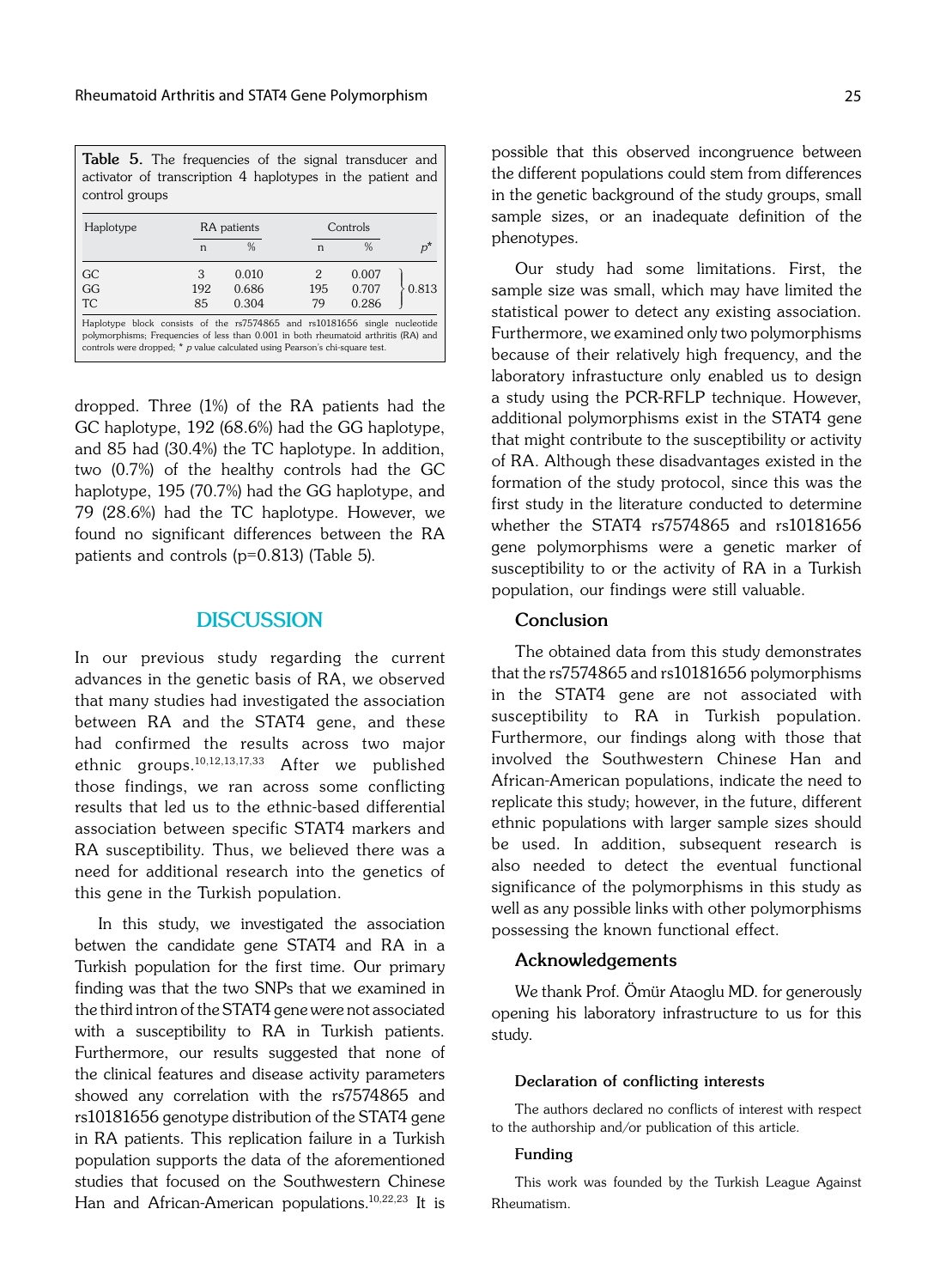**Table 5.** The frequencies of the signal transducer and activator of transcription 4 haplotypes in the patient and control groups

| Haplotype | RA patients | | Controls | | |
|---|---|---|---|---|---|
| | n | % | n | % | $p$* |
| GC | 3 | 0.010 | 2 | 0.007 | 0.813 |
| GG | 192 | 0.686 | 195 | 0.707 | |
| TC | 85 | 0.304 | 79 | 0.286 | |

Haplotype block consists of the rs7574865 and rs10181656 single nucleotide polymorphisms; Frequencies of less than 0.001 in both rheumatoid arthritis (RA) and controls were dropped; * $p$ value calculated using Pearson's chi-square test.

dropped. Three (1%) of the RA patients had the GC haplotype, 192 (68.6%) had the GG haplotype, and 85 had (30.4%) the TC haplotype. In addition, two (0.7%) of the healthy controls had the GC haplotype, 195 (70.7%) had the GG haplotype, and 79 (28.6%) had the TC haplotype. However, we found no significant differences between the RA patients and controls (p=0.813) (Table 5).

## DISCUSSION

In our previous study regarding the current advances in the genetic basis of RA, we observed that many studies had investigated the association between RA and the STAT4 gene, and these had confirmed the results across two major ethnic groups.[10,12,13,17,33] After we published those findings, we ran across some conflicting results that led us to the ethnic-based differential association between specific STAT4 markers and RA susceptibility. Thus, we believed there was a need for additional research into the genetics of this gene in the Turkish population.

In this study, we investigated the association betwen the candidate gene STAT4 and RA in a Turkish population for the first time. Our primary finding was that the two SNPs that we examined in the third intron of the STAT4 gene were not associated with a susceptibility to RA in Turkish patients. Furthermore, our results suggested that none of the clinical features and disease activity parameters showed any correlation with the rs7574865 and rs10181656 genotype distribution of the STAT4 gene in RA patients. This replication failure in a Turkish population supports the data of the aforementioned studies that focused on the Southwestern Chinese Han and African-American populations.[10,22,23] It is possible that this observed incongruence between the different populations could stem from differences in the genetic background of the study groups, small sample sizes, or an inadequate definition of the phenotypes.

Our study had some limitations. First, the sample size was small, which may have limited the statistical power to detect any existing association. Furthermore, we examined only two polymorphisms because of their relatively high frequency, and the laboratory infrastucture only enabled us to design a study using the PCR-RFLP technique. However, additional polymorphisms exist in the STAT4 gene that might contribute to the susceptibility or activity of RA. Although these disadvantages existed in the formation of the study protocol, since this was the first study in the literature conducted to determine whether the STAT4 rs7574865 and rs10181656 gene polymorphisms were a genetic marker of susceptibility to or the activity of RA in a Turkish population, our findings were still valuable.

### Conclusion

The obtained data from this study demonstrates that the rs7574865 and rs10181656 polymorphisms in the STAT4 gene are not associated with susceptibility to RA in Turkish population. Furthermore, our findings along with those that involved the Southwestern Chinese Han and African-American populations, indicate the need to replicate this study; however, in the future, different ethnic populations with larger sample sizes should be used. In addition, subsequent research is also needed to detect the eventual functional significance of the polymorphisms in this study as well as any possible links with other polymorphisms possessing the known functional effect.

### Acknowledgements

We thank Prof. Ömür Ataoglu MD. for generously opening his laboratory infrastructure to us for this study.

#### Declaration of conflicting interests

The authors declared no conflicts of interest with respect to the authorship and/or publication of this article.

#### Funding

This work was founded by the Turkish League Against Rheumatism.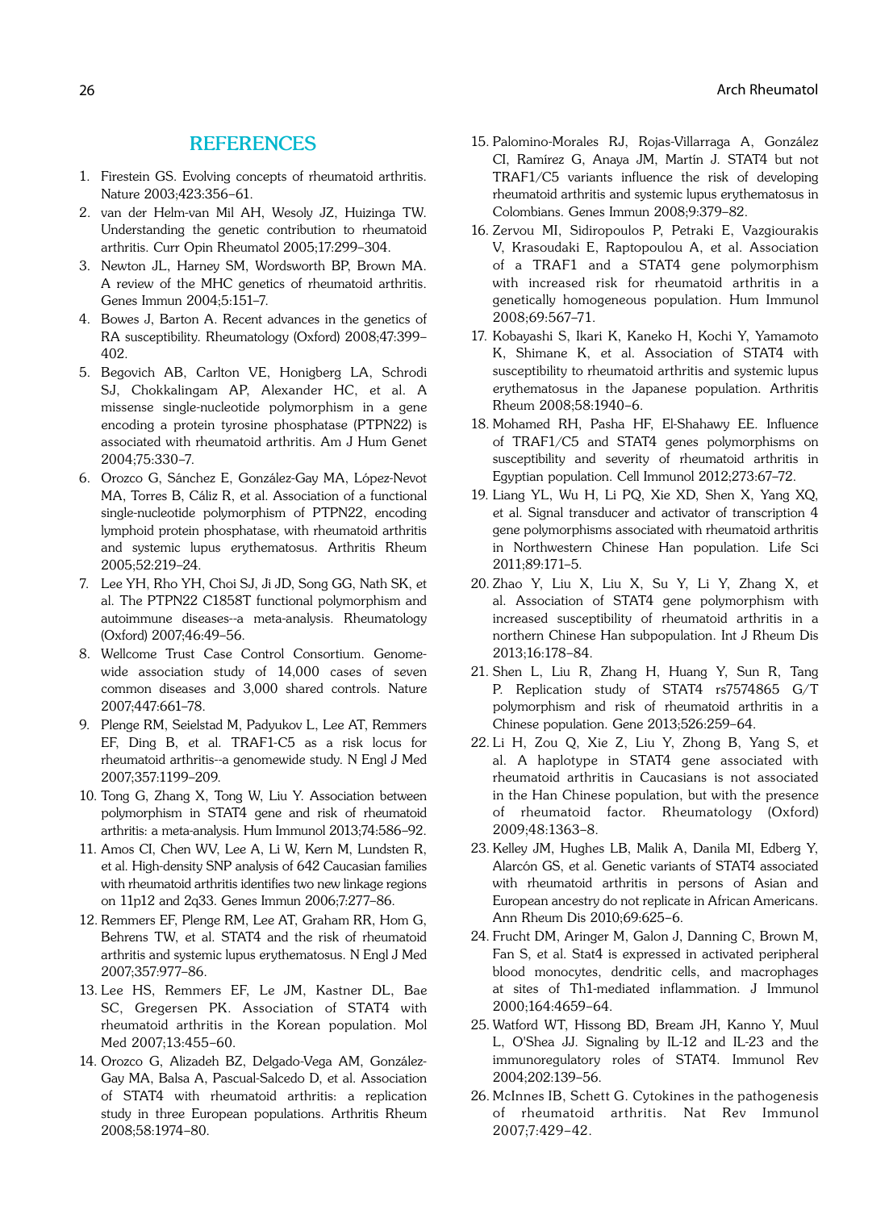## REFERENCES

1. Firestein GS. Evolving concepts of rheumatoid arthritis. Nature 2003;423:356–61.
2. van der Helm-van Mil AH, Wesoly JZ, Huizinga TW. Understanding the genetic contribution to rheumatoid arthritis. Curr Opin Rheumatol 2005;17:299–304.
3. Newton JL, Harney SM, Wordsworth BP, Brown MA. A review of the MHC genetics of rheumatoid arthritis. Genes Immun 2004;5:151–7.
4. Bowes J, Barton A. Recent advances in the genetics of RA susceptibility. Rheumatology (Oxford) 2008;47:399–402.
5. Begovich AB, Carlton VE, Honigberg LA, Schrodi SJ, Chokkalingam AP, Alexander HC, et al. A missense single-nucleotide polymorphism in a gene encoding a protein tyrosine phosphatase (PTPN22) is associated with rheumatoid arthritis. Am J Hum Genet 2004;75:330–7.
6. Orozco G, Sánchez E, González-Gay MA, López-Nevot MA, Torres B, Cáliz R, et al. Association of a functional single-nucleotide polymorphism of PTPN22, encoding lymphoid protein phosphatase, with rheumatoid arthritis and systemic lupus erythematosus. Arthritis Rheum 2005;52:219–24.
7. Lee YH, Rho YH, Choi SJ, Ji JD, Song GG, Nath SK, et al. The PTPN22 C1858T functional polymorphism and autoimmune diseases--a meta-analysis. Rheumatology (Oxford) 2007;46:49–56.
8. Wellcome Trust Case Control Consortium. Genome-wide association study of 14,000 cases of seven common diseases and 3,000 shared controls. Nature 2007;447:661–78.
9. Plenge RM, Seielstad M, Padyukov L, Lee AT, Remmers EF, Ding B, et al. TRAF1-C5 as a risk locus for rheumatoid arthritis--a genomewide study. N Engl J Med 2007;357:1199–209.
10. Tong G, Zhang X, Tong W, Liu Y. Association between polymorphism in STAT4 gene and risk of rheumatoid arthritis: a meta-analysis. Hum Immunol 2013;74:586–92.
11. Amos CI, Chen WV, Lee A, Li W, Kern M, Lundsten R, et al. High-density SNP analysis of 642 Caucasian families with rheumatoid arthritis identifies two new linkage regions on 11p12 and 2q33. Genes Immun 2006;7:277–86.
12. Remmers EF, Plenge RM, Lee AT, Graham RR, Hom G, Behrens TW, et al. STAT4 and the risk of rheumatoid arthritis and systemic lupus erythematosus. N Engl J Med 2007;357:977–86.
13. Lee HS, Remmers EF, Le JM, Kastner DL, Bae SC, Gregersen PK. Association of STAT4 with rheumatoid arthritis in the Korean population. Mol Med 2007;13:455–60.
14. Orozco G, Alizadeh BZ, Delgado-Vega AM, González-Gay MA, Balsa A, Pascual-Salcedo D, et al. Association of STAT4 with rheumatoid arthritis: a replication study in three European populations. Arthritis Rheum 2008;58:1974–80.
15. Palomino-Morales RJ, Rojas-Villarraga A, González CI, Ramírez G, Anaya JM, Martín J. STAT4 but not TRAF1/C5 variants influence the risk of developing rheumatoid arthritis and systemic lupus erythematosus in Colombians. Genes Immun 2008;9:379–82.
16. Zervou MI, Sidiropoulos P, Petraki E, Vazgiourakis V, Krasoudaki E, Raptopoulou A, et al. Association of a TRAF1 and a STAT4 gene polymorphism with increased risk for rheumatoid arthritis in a genetically homogeneous population. Hum Immunol 2008;69:567–71.
17. Kobayashi S, Ikari K, Kaneko H, Kochi Y, Yamamoto K, Shimane K, et al. Association of STAT4 with susceptibility to rheumatoid arthritis and systemic lupus erythematosus in the Japanese population. Arthritis Rheum 2008;58:1940–6.
18. Mohamed RH, Pasha HF, El-Shahawy EE. Influence of TRAF1/C5 and STAT4 genes polymorphisms on susceptibility and severity of rheumatoid arthritis in Egyptian population. Cell Immunol 2012;273:67–72.
19. Liang YL, Wu H, Li PQ, Xie XD, Shen X, Yang XQ, et al. Signal transducer and activator of transcription 4 gene polymorphisms associated with rheumatoid arthritis in Northwestern Chinese Han population. Life Sci 2011;89:171–5.
20. Zhao Y, Liu X, Liu X, Su Y, Li Y, Zhang X, et al. Association of STAT4 gene polymorphism with increased susceptibility of rheumatoid arthritis in a northern Chinese Han subpopulation. Int J Rheum Dis 2013;16:178–84.
21. Shen L, Liu R, Zhang H, Huang Y, Sun R, Tang P. Replication study of STAT4 rs7574865 G/T polymorphism and risk of rheumatoid arthritis in a Chinese population. Gene 2013;526:259–64.
22. Li H, Zou Q, Xie Z, Liu Y, Zhong B, Yang S, et al. A haplotype in STAT4 gene associated with rheumatoid arthritis in Caucasians is not associated in the Han Chinese population, but with the presence of rheumatoid factor. Rheumatology (Oxford) 2009;48:1363–8.
23. Kelley JM, Hughes LB, Malik A, Danila MI, Edberg Y, Alarcón GS, et al. Genetic variants of STAT4 associated with rheumatoid arthritis in persons of Asian and European ancestry do not replicate in African Americans. Ann Rheum Dis 2010;69:625–6.
24. Frucht DM, Aringer M, Galon J, Danning C, Brown M, Fan S, et al. Stat4 is expressed in activated peripheral blood monocytes, dendritic cells, and macrophages at sites of Th1-mediated inflammation. J Immunol 2000;164:4659–64.
25. Watford WT, Hissong BD, Bream JH, Kanno Y, Muul L, O'Shea JJ. Signaling by IL-12 and IL-23 and the immunoregulatory roles of STAT4. Immunol Rev 2004;202:139–56.
26. McInnes IB, Schett G. Cytokines in the pathogenesis of rheumatoid arthritis. Nat Rev Immunol 2007;7:429–42.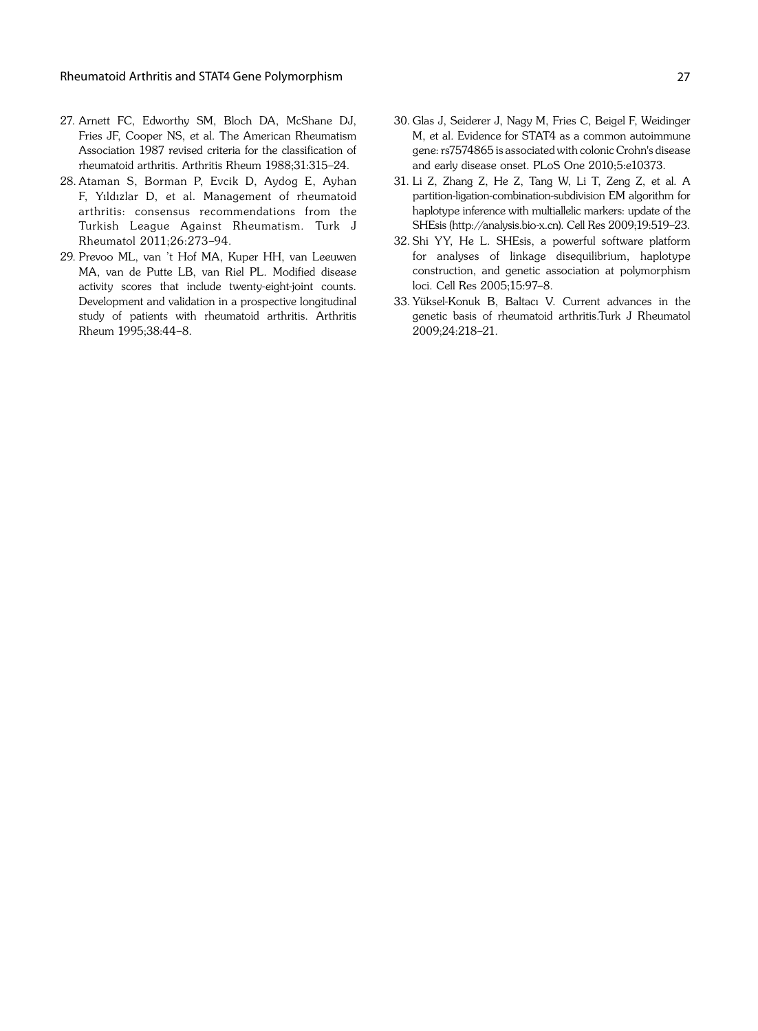27. Arnett FC, Edworthy SM, Bloch DA, McShane DJ, Fries JF, Cooper NS, et al. The American Rheumatism Association 1987 revised criteria for the classification of rheumatoid arthritis. Arthritis Rheum 1988;31:315–24.
28. Ataman S, Borman P, Evcik D, Aydog E, Ayhan F, Yıldızlar D, et al. Management of rheumatoid arthritis: consensus recommendations from the Turkish League Against Rheumatism. Turk J Rheumatol 2011;26:273–94.
29. Prevoo ML, van 't Hof MA, Kuper HH, van Leeuwen MA, van de Putte LB, van Riel PL. Modified disease activity scores that include twenty-eight-joint counts. Development and validation in a prospective longitudinal study of patients with rheumatoid arthritis. Arthritis Rheum 1995;38:44–8.
30. Glas J, Seiderer J, Nagy M, Fries C, Beigel F, Weidinger M, et al. Evidence for STAT4 as a common autoimmune gene: rs7574865 is associated with colonic Crohn's disease and early disease onset. PLoS One 2010;5:e10373.
31. Li Z, Zhang Z, He Z, Tang W, Li T, Zeng Z, et al. A partition-ligation-combination-subdivision EM algorithm for haplotype inference with multiallelic markers: update of the SHEsis (http://analysis.bio-x.cn). Cell Res 2009;19:519–23.
32. Shi YY, He L. SHEsis, a powerful software platform for analyses of linkage disequilibrium, haplotype construction, and genetic association at polymorphism loci. Cell Res 2005;15:97–8.
33. Yüksel-Konuk B, Baltacı V. Current advances in the genetic basis of rheumatoid arthritis.Turk J Rheumatol 2009;24:218–21.